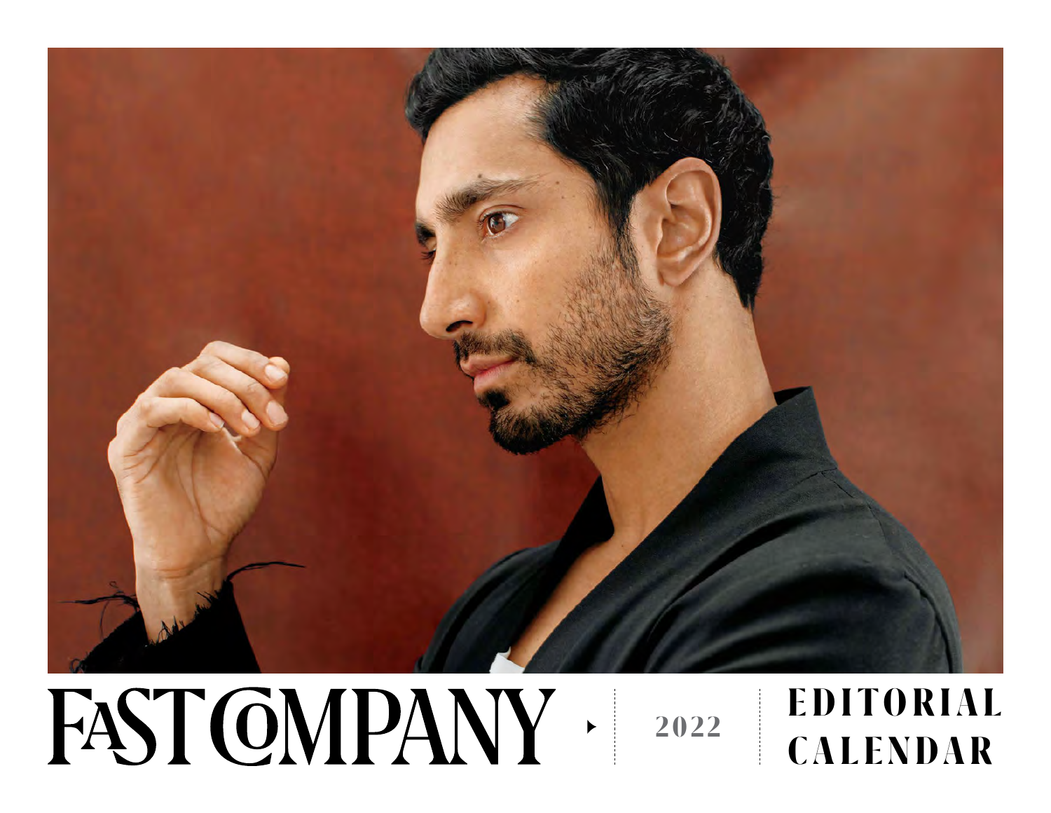# FAST COMPANY

## 2022

## EDITORIAL CALENDAR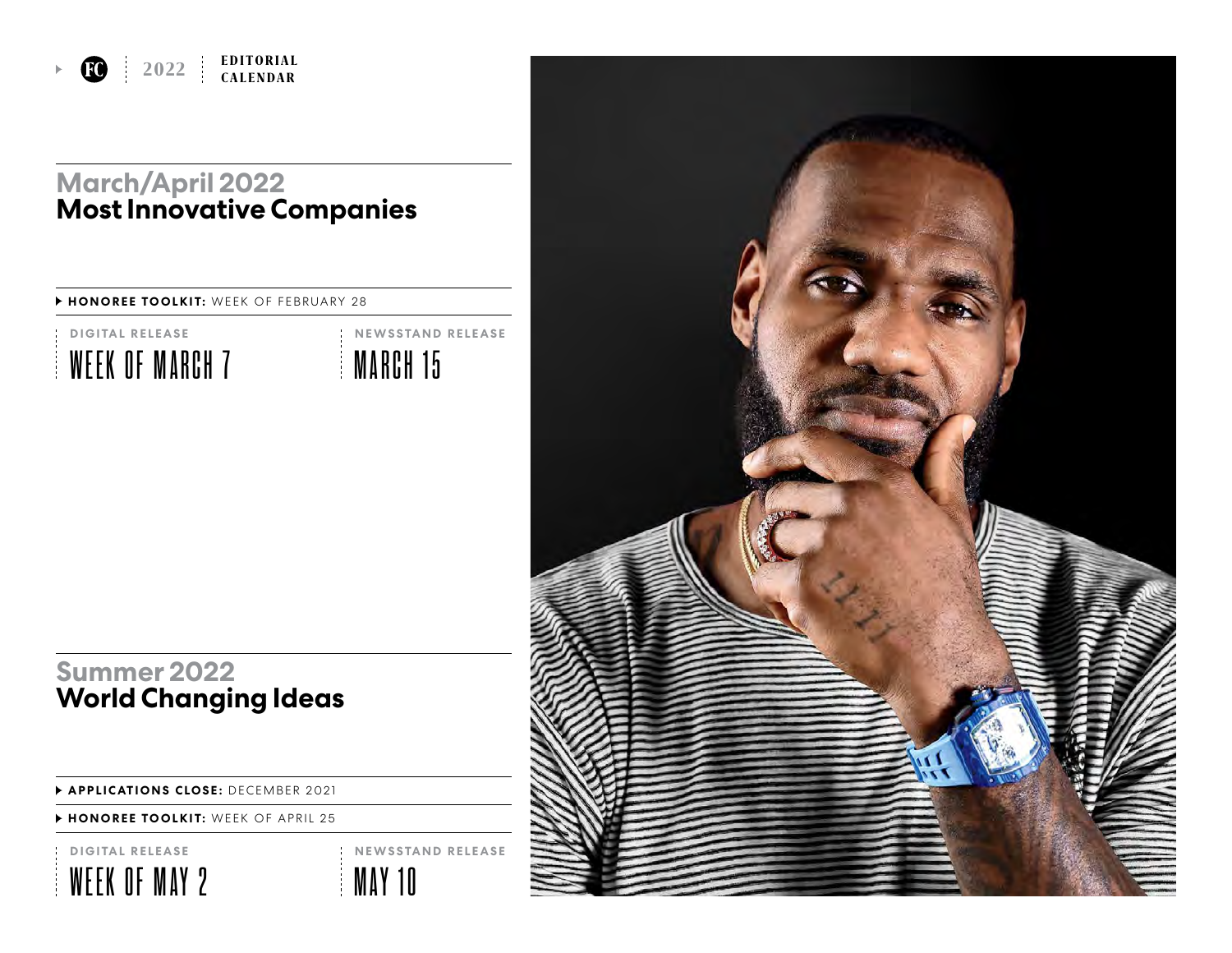## March/April 2022
## Most Innovative Companies

**HONOREE TOOLKIT:** WEEK OF FEBRUARY 28

**DIGITAL RELEASE**
WEEK OF MARCH 7

**NEWSSTAND RELEASE**
MARCH 15

## Summer 2022
## World Changing Ideas

**APPLICATIONS CLOSE:** DECEMBER 2021

**HONOREE TOOLKIT:** WEEK OF APRIL 25

**DIGITAL RELEASE**
WEEK OF MAY 2

**NEWSSTAND RELEASE**
MAY 10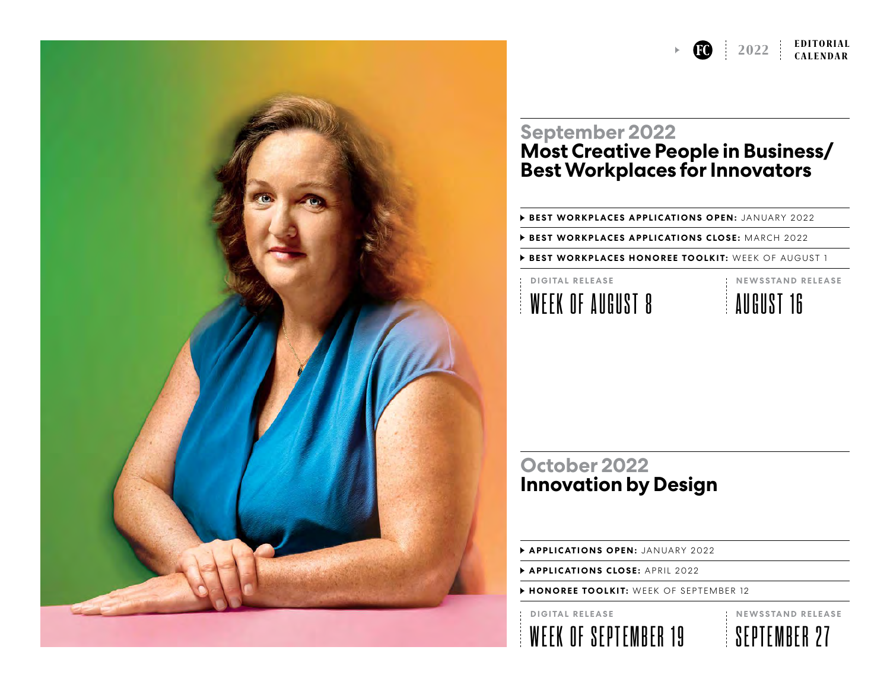## September 2022
## Most Creative People in Business/ Best Workplaces for Innovators

- **BEST WORKPLACES APPLICATIONS OPEN:** JANUARY 2022
- **BEST WORKPLACES APPLICATIONS CLOSE:** MARCH 2022
- **BEST WORKPLACES HONOREE TOOLKIT:** WEEK OF AUGUST 1

**DIGITAL RELEASE**
WEEK OF AUGUST 8

**NEWSSTAND RELEASE**
AUGUST 16

## October 2022
## Innovation by Design

- **APPLICATIONS OPEN:** JANUARY 2022
- **APPLICATIONS CLOSE:** APRIL 2022
- **HONOREE TOOLKIT:** WEEK OF SEPTEMBER 12

**DIGITAL RELEASE**
WEEK OF SEPTEMBER 19

**NEWSSTAND RELEASE**
SEPTEMBER 27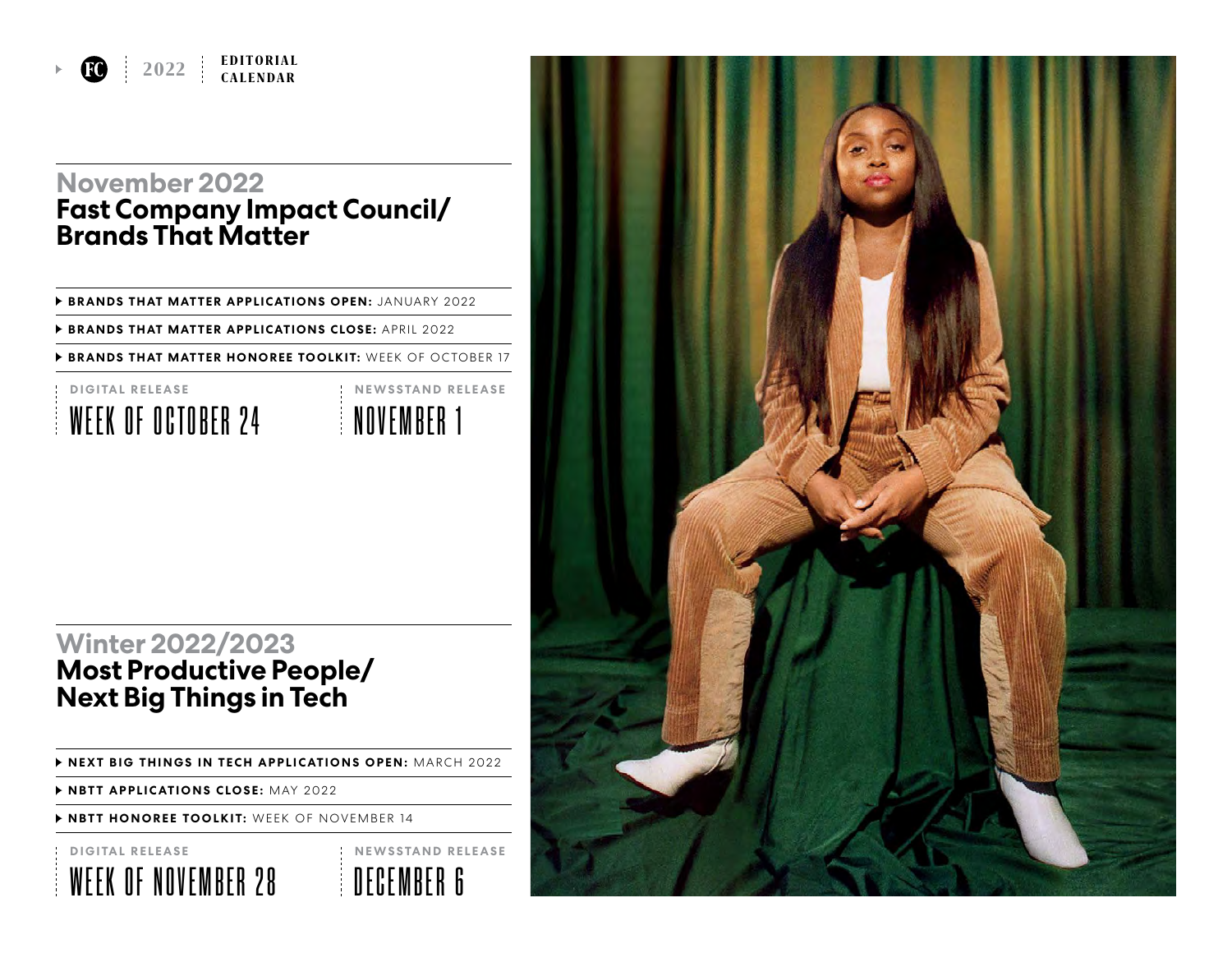## November 2022
# Fast Company Impact Council/ Brands That Matter

- **BRANDS THAT MATTER APPLICATIONS OPEN:** JANUARY 2022
- **BRANDS THAT MATTER APPLICATIONS CLOSE:** APRIL 2022
- **BRANDS THAT MATTER HONOREE TOOLKIT:** WEEK OF OCTOBER 17

**DIGITAL RELEASE**
WEEK OF OCTOBER 24

**NEWSSTAND RELEASE**
NOVEMBER 1

## Winter 2022/2023
# Most Productive People/ Next Big Things in Tech

- **NEXT BIG THINGS IN TECH APPLICATIONS OPEN:** MARCH 2022
- **NBTT APPLICATIONS CLOSE:** MAY 2022
- **NBTT HONOREE TOOLKIT:** WEEK OF NOVEMBER 14

**DIGITAL RELEASE**
WEEK OF NOVEMBER 28

**NEWSSTAND RELEASE**
DECEMBER 6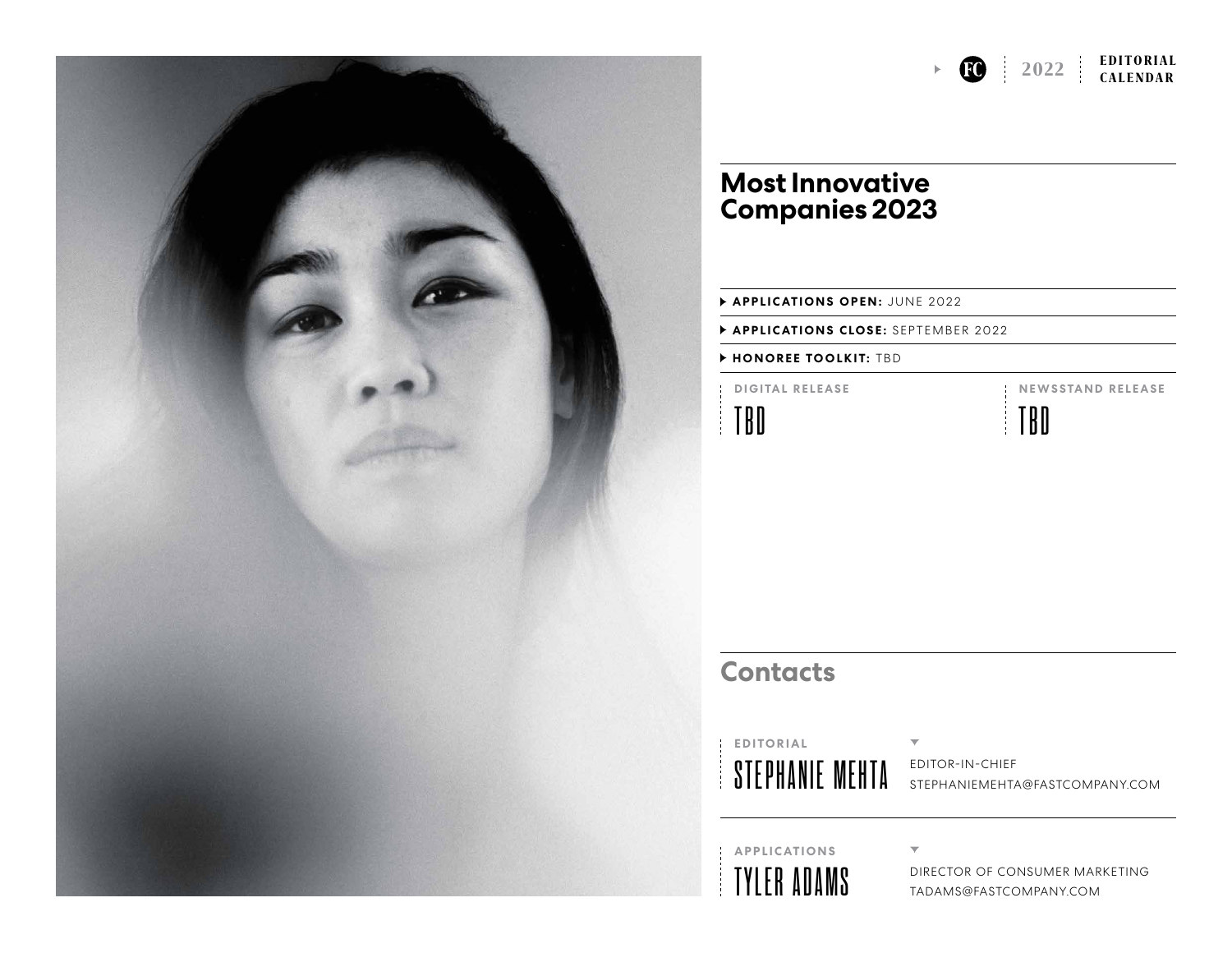# Most Innovative Companies 2023

- **APPLICATIONS OPEN:** JUNE 2022
- **APPLICATIONS CLOSE:** SEPTEMBER 2022
- **HONOREE TOOLKIT:** TBD

**DIGITAL RELEASE**
TBD

**NEWSSTAND RELEASE**
TBD

## Contacts

**EDITORIAL**
STEPHANIE MEHTA
EDITOR-IN-CHIEF
STEPHANIEMEHTA@FASTCOMPANY.COM

**APPLICATIONS**
TYLER ADAMS
DIRECTOR OF CONSUMER MARKETING
TADAMS@FASTCOMPANY.COM